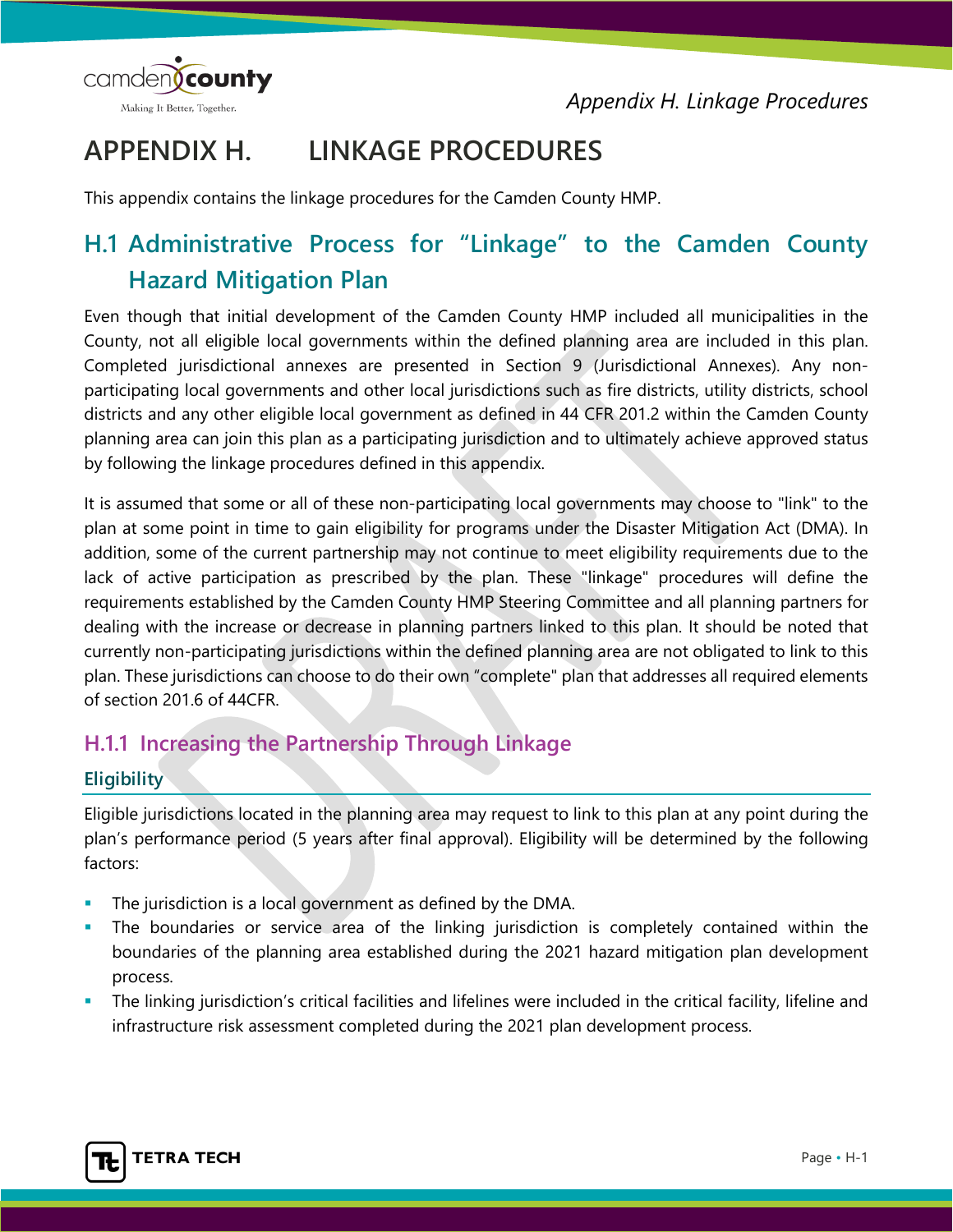# APPENDIX H. LINKAGE PROCEDURES

This appendix contains the linkage procedures for the Camden County HMP.

## H.1 Administrative Process for "Linkage" to the Camden County Hazard Mitigation Plan

Even though that initial development of the Camden County HMP included all municipalities in the County, not all eligible local governments within the defined planning area are included in this plan. Completed jurisdictional annexes are presented in Section 9 (Jurisdictional Annexes). Any non-participating local governments and other local jurisdictions such as fire districts, utility districts, school districts and any other eligible local government as defined in 44 CFR 201.2 within the Camden County planning area can join this plan as a participating jurisdiction and to ultimately achieve approved status by following the linkage procedures defined in this appendix.

It is assumed that some or all of these non-participating local governments may choose to "link" to the plan at some point in time to gain eligibility for programs under the Disaster Mitigation Act (DMA). In addition, some of the current partnership may not continue to meet eligibility requirements due to the lack of active participation as prescribed by the plan. These "linkage" procedures will define the requirements established by the Camden County HMP Steering Committee and all planning partners for dealing with the increase or decrease in planning partners linked to this plan. It should be noted that currently non-participating jurisdictions within the defined planning area are not obligated to link to this plan. These jurisdictions can choose to do their own "complete" plan that addresses all required elements of section 201.6 of 44CFR.

### H.1.1 Increasing the Partnership Through Linkage

#### Eligibility

Eligible jurisdictions located in the planning area may request to link to this plan at any point during the plan's performance period (5 years after final approval). Eligibility will be determined by the following factors:

- The jurisdiction is a local government as defined by the DMA.
- The boundaries or service area of the linking jurisdiction is completely contained within the boundaries of the planning area established during the 2021 hazard mitigation plan development process.
- The linking jurisdiction's critical facilities and lifelines were included in the critical facility, lifeline and infrastructure risk assessment completed during the 2021 plan development process.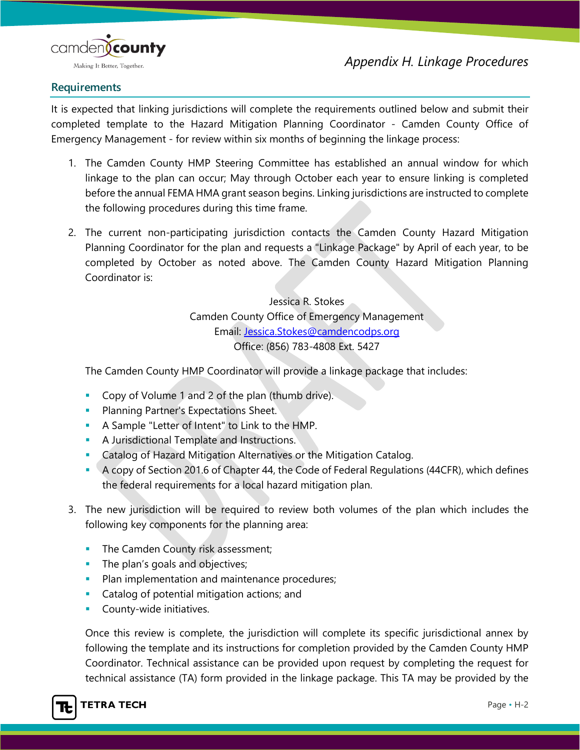## Requirements

It is expected that linking jurisdictions will complete the requirements outlined below and submit their completed template to the Hazard Mitigation Planning Coordinator - Camden County Office of Emergency Management - for review within six months of beginning the linkage process:

1. The Camden County HMP Steering Committee has established an annual window for which linkage to the plan can occur; May through October each year to ensure linking is completed before the annual FEMA HMA grant season begins. Linking jurisdictions are instructed to complete the following procedures during this time frame.

2. The current non-participating jurisdiction contacts the Camden County Hazard Mitigation Planning Coordinator for the plan and requests a "Linkage Package" by April of each year, to be completed by October as noted above. The Camden County Hazard Mitigation Planning Coordinator is:

   Jessica R. Stokes
   Camden County Office of Emergency Management
   Email: [Jessica.Stokes@camdencodps.org](mailto:Jessica.Stokes@camdencodps.org)
   Office: (856) 783-4808 Ext. 5427

   The Camden County HMP Coordinator will provide a linkage package that includes:

   - Copy of Volume 1 and 2 of the plan (thumb drive).
   - Planning Partner's Expectations Sheet.
   - A Sample "Letter of Intent" to Link to the HMP.
   - A Jurisdictional Template and Instructions.
   - Catalog of Hazard Mitigation Alternatives or the Mitigation Catalog.
   - A copy of Section 201.6 of Chapter 44, the Code of Federal Regulations (44CFR), which defines the federal requirements for a local hazard mitigation plan.

3. The new jurisdiction will be required to review both volumes of the plan which includes the following key components for the planning area:

   - The Camden County risk assessment;
   - The plan's goals and objectives;
   - Plan implementation and maintenance procedures;
   - Catalog of potential mitigation actions; and
   - County-wide initiatives.

   Once this review is complete, the jurisdiction will complete its specific jurisdictional annex by following the template and its instructions for completion provided by the Camden County HMP Coordinator. Technical assistance can be provided upon request by completing the request for technical assistance (TA) form provided in the linkage package. This TA may be provided by the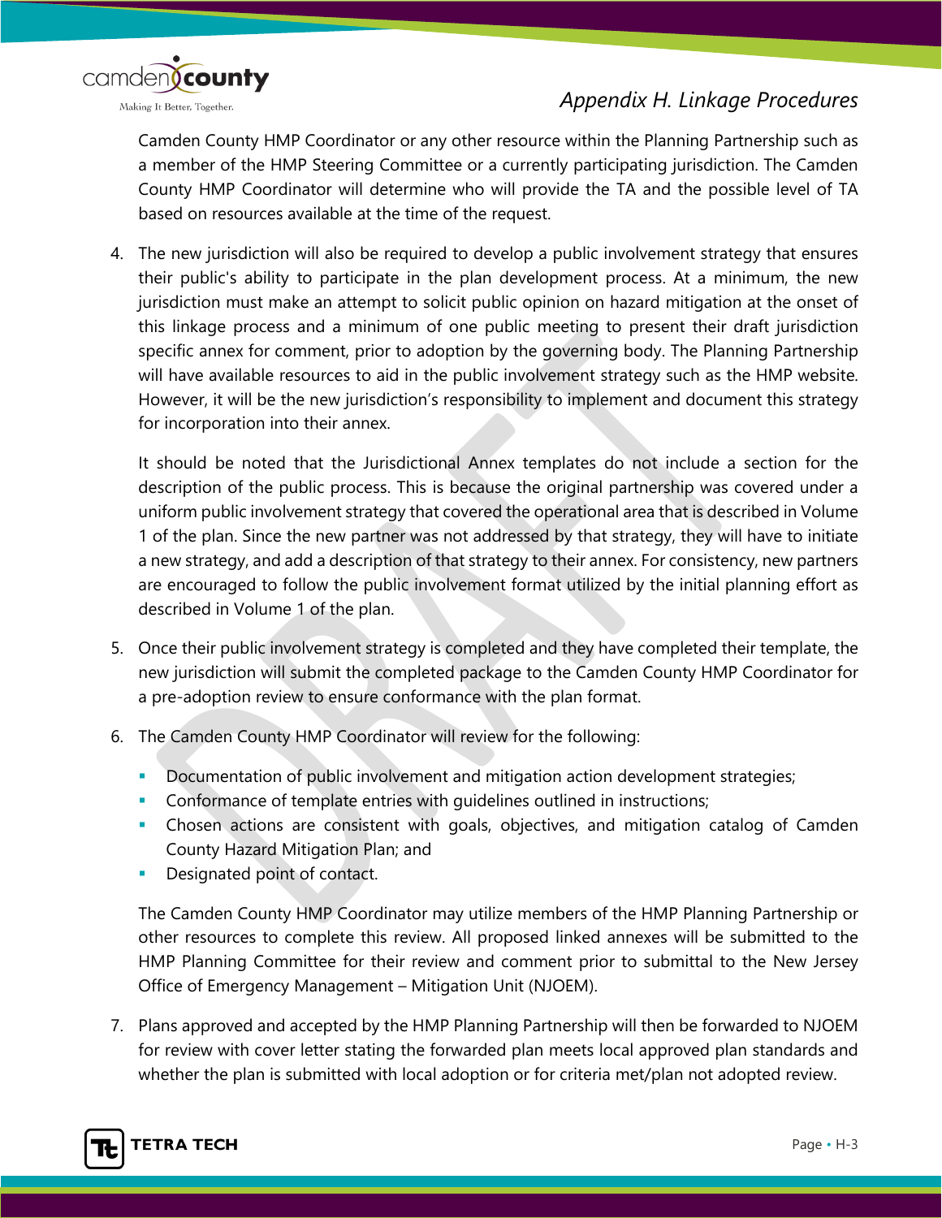Camden County HMP Coordinator or any other resource within the Planning Partnership such as a member of the HMP Steering Committee or a currently participating jurisdiction. The Camden County HMP Coordinator will determine who will provide the TA and the possible level of TA based on resources available at the time of the request.

4. The new jurisdiction will also be required to develop a public involvement strategy that ensures their public's ability to participate in the plan development process. At a minimum, the new jurisdiction must make an attempt to solicit public opinion on hazard mitigation at the onset of this linkage process and a minimum of one public meeting to present their draft jurisdiction specific annex for comment, prior to adoption by the governing body. The Planning Partnership will have available resources to aid in the public involvement strategy such as the HMP website. However, it will be the new jurisdiction's responsibility to implement and document this strategy for incorporation into their annex.

   It should be noted that the Jurisdictional Annex templates do not include a section for the description of the public process. This is because the original partnership was covered under a uniform public involvement strategy that covered the operational area that is described in Volume 1 of the plan. Since the new partner was not addressed by that strategy, they will have to initiate a new strategy, and add a description of that strategy to their annex. For consistency, new partners are encouraged to follow the public involvement format utilized by the initial planning effort as described in Volume 1 of the plan.

5. Once their public involvement strategy is completed and they have completed their template, the new jurisdiction will submit the completed package to the Camden County HMP Coordinator for a pre-adoption review to ensure conformance with the plan format.

6. The Camden County HMP Coordinator will review for the following:

   - Documentation of public involvement and mitigation action development strategies;
   - Conformance of template entries with guidelines outlined in instructions;
   - Chosen actions are consistent with goals, objectives, and mitigation catalog of Camden County Hazard Mitigation Plan; and
   - Designated point of contact.

   The Camden County HMP Coordinator may utilize members of the HMP Planning Partnership or other resources to complete this review. All proposed linked annexes will be submitted to the HMP Planning Committee for their review and comment prior to submittal to the New Jersey Office of Emergency Management – Mitigation Unit (NJOEM).

7. Plans approved and accepted by the HMP Planning Partnership will then be forwarded to NJOEM for review with cover letter stating the forwarded plan meets local approved plan standards and whether the plan is submitted with local adoption or for criteria met/plan not adopted review.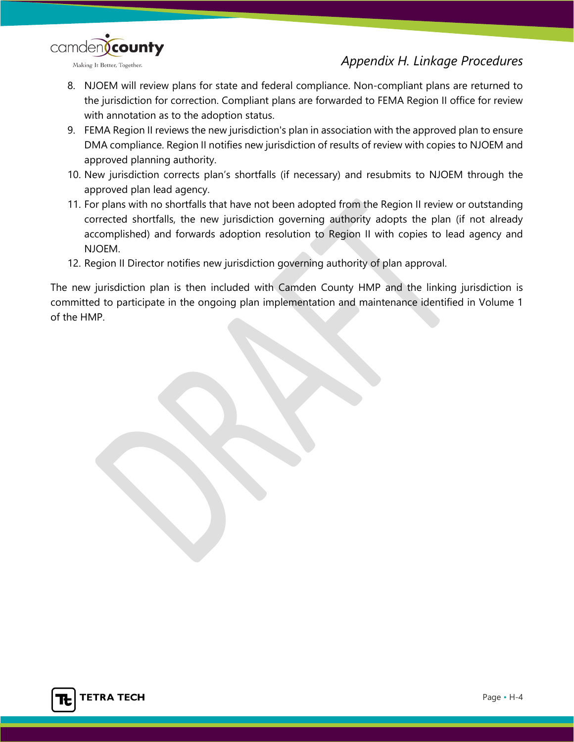8. NJOEM will review plans for state and federal compliance. Non-compliant plans are returned to the jurisdiction for correction. Compliant plans are forwarded to FEMA Region II office for review with annotation as to the adoption status.
9. FEMA Region II reviews the new jurisdiction's plan in association with the approved plan to ensure DMA compliance. Region II notifies new jurisdiction of results of review with copies to NJOEM and approved planning authority.
10. New jurisdiction corrects plan's shortfalls (if necessary) and resubmits to NJOEM through the approved plan lead agency.
11. For plans with no shortfalls that have not been adopted from the Region II review or outstanding corrected shortfalls, the new jurisdiction governing authority adopts the plan (if not already accomplished) and forwards adoption resolution to Region II with copies to lead agency and NJOEM.
12. Region II Director notifies new jurisdiction governing authority of plan approval.

The new jurisdiction plan is then included with Camden County HMP and the linking jurisdiction is committed to participate in the ongoing plan implementation and maintenance identified in Volume 1 of the HMP.